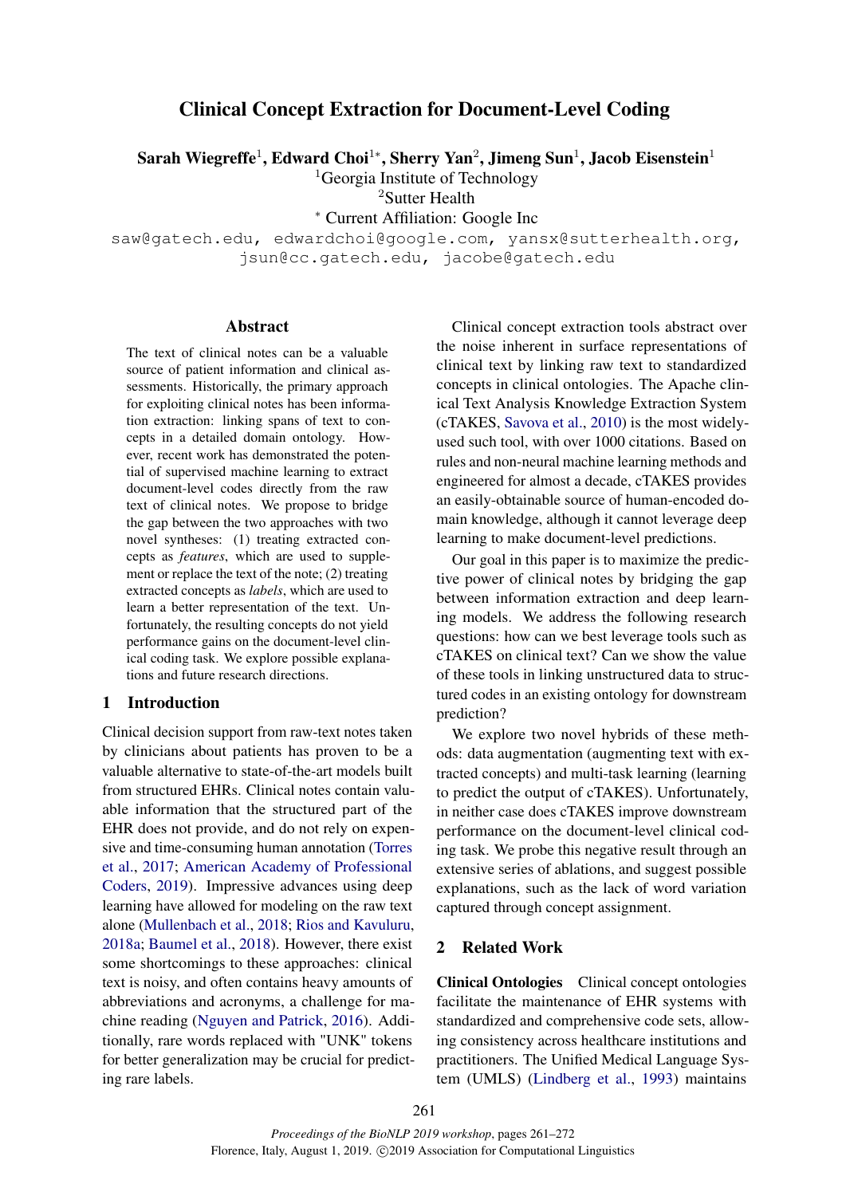# Clinical Concept Extraction for Document-Level Coding

**Sarah Wiegreffe**[1], **Edward Choi**[1*], **Sherry Yan**[2], **Jimeng Sun**[1], **Jacob Eisenstein**[1]

[1]Georgia Institute of Technology

[2]Sutter Health

[*] Current Affiliation: Google Inc

saw@gatech.edu, edwardchoi@google.com, yansx@sutterhealth.org, jsun@cc.gatech.edu, jacobe@gatech.edu

## Abstract

The text of clinical notes can be a valuable source of patient information and clinical assessments. Historically, the primary approach for exploiting clinical notes has been information extraction: linking spans of text to concepts in a detailed domain ontology. However, recent work has demonstrated the potential of supervised machine learning to extract document-level codes directly from the raw text of clinical notes. We propose to bridge the gap between the two approaches with two novel syntheses: (1) treating extracted concepts as *features*, which are used to supplement or replace the text of the note; (2) treating extracted concepts as *labels*, which are used to learn a better representation of the text. Unfortunately, the resulting concepts do not yield performance gains on the document-level clinical coding task. We explore possible explanations and future research directions.

## 1 Introduction

Clinical decision support from raw-text notes taken by clinicians about patients has proven to be a valuable alternative to state-of-the-art models built from structured EHRs. Clinical notes contain valuable information that the structured part of the EHR does not provide, and do not rely on expensive and time-consuming human annotation (Torres et al., 2017; American Academy of Professional Coders, 2019). Impressive advances using deep learning have allowed for modeling on the raw text alone (Mullenbach et al., 2018; Rios and Kavuluru, 2018a; Baumel et al., 2018). However, there exist some shortcomings to these approaches: clinical text is noisy, and often contains heavy amounts of abbreviations and acronyms, a challenge for machine reading (Nguyen and Patrick, 2016). Additionally, rare words replaced with "UNK" tokens for better generalization may be crucial for predicting rare labels.

Clinical concept extraction tools abstract over the noise inherent in surface representations of clinical text by linking raw text to standardized concepts in clinical ontologies. The Apache clinical Text Analysis Knowledge Extraction System (cTAKES, Savova et al., 2010) is the most widely-used such tool, with over 1000 citations. Based on rules and non-neural machine learning methods and engineered for almost a decade, cTAKES provides an easily-obtainable source of human-encoded domain knowledge, although it cannot leverage deep learning to make document-level predictions.

Our goal in this paper is to maximize the predictive power of clinical notes by bridging the gap between information extraction and deep learning models. We address the following research questions: how can we best leverage tools such as cTAKES on clinical text? Can we show the value of these tools in linking unstructured data to structured codes in an existing ontology for downstream prediction?

We explore two novel hybrids of these methods: data augmentation (augmenting text with extracted concepts) and multi-task learning (learning to predict the output of cTAKES). Unfortunately, in neither case does cTAKES improve downstream performance on the document-level clinical coding task. We probe this negative result through an extensive series of ablations, and suggest possible explanations, such as the lack of word variation captured through concept assignment.

## 2 Related Work

**Clinical Ontologies** Clinical concept ontologies facilitate the maintenance of EHR systems with standardized and comprehensive code sets, allowing consistency across healthcare institutions and practitioners. The Unified Medical Language System (UMLS) (Lindberg et al., 1993) maintains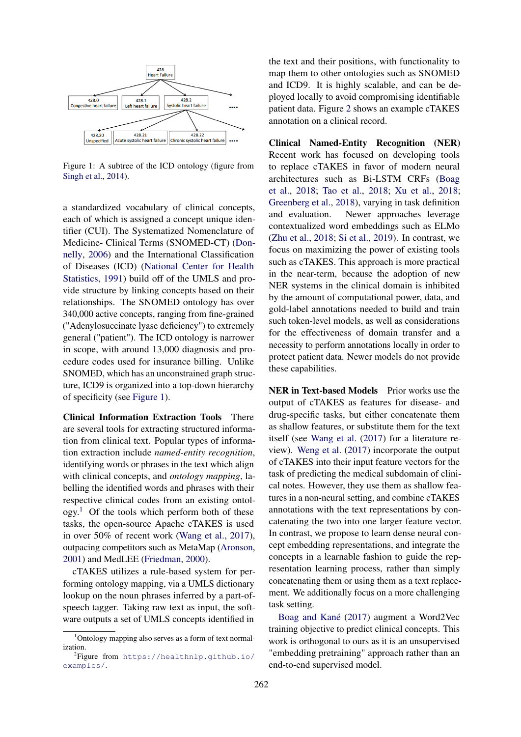Figure 1: A subtree of the ICD ontology (figure from Singh et al., 2014).

a standardized vocabulary of clinical concepts, each of which is assigned a concept unique identifier (CUI). The Systematized Nomenclature of Medicine- Clinical Terms (SNOMED-CT) (Donnelly, 2006) and the International Classification of Diseases (ICD) (National Center for Health Statistics, 1991) build off of the UMLS and provide structure by linking concepts based on their relationships. The SNOMED ontology has over 340,000 active concepts, ranging from fine-grained ("Adenylosuccinate lyase deficiency") to extremely general ("patient"). The ICD ontology is narrower in scope, with around 13,000 diagnosis and procedure codes used for insurance billing. Unlike SNOMED, which has an unconstrained graph structure, ICD9 is organized into a top-down hierarchy of specificity (see Figure 1).

**Clinical Information Extraction Tools** There are several tools for extracting structured information from clinical text. Popular types of information extraction include *named-entity recognition*, identifying words or phrases in the text which align with clinical concepts, and *ontology mapping*, labelling the identified words and phrases with their respective clinical codes from an existing ontology.[1] Of the tools which perform both of these tasks, the open-source Apache cTAKES is used in over 50% of recent work (Wang et al., 2017), outpacing competitors such as MetaMap (Aronson, 2001) and MedLEE (Friedman, 2000).

cTAKES utilizes a rule-based system for performing ontology mapping, via a UMLS dictionary lookup on the noun phrases inferred by a part-of-speech tagger. Taking raw text as input, the software outputs a set of UMLS concepts identified in the text and their positions, with functionality to map them to other ontologies such as SNOMED and ICD9. It is highly scalable, and can be deployed locally to avoid compromising identifiable patient data. Figure 2 shows an example cTAKES annotation on a clinical record.

**Clinical Named-Entity Recognition (NER)** Recent work has focused on developing tools to replace cTAKES in favor of modern neural architectures such as Bi-LSTM CRFs (Boag et al., 2018; Tao et al., 2018; Xu et al., 2018; Greenberg et al., 2018), varying in task definition and evaluation. Newer approaches leverage contextualized word embeddings such as ELMo (Zhu et al., 2018; Si et al., 2019). In contrast, we focus on maximizing the power of existing tools such as cTAKES. This approach is more practical in the near-term, because the adoption of new NER systems in the clinical domain is inhibited by the amount of computational power, data, and gold-label annotations needed to build and train such token-level models, as well as considerations for the effectiveness of domain transfer and a necessity to perform annotations locally in order to protect patient data. Newer models do not provide these capabilities.

**NER in Text-based Models** Prior works use the output of cTAKES as features for disease- and drug-specific tasks, but either concatenate them as shallow features, or substitute them for the text itself (see Wang et al. (2017) for a literature review). Weng et al. (2017) incorporate the output of cTAKES into their input feature vectors for the task of predicting the medical subdomain of clinical notes. However, they use them as shallow features in a non-neural setting, and combine cTAKES annotations with the text representations by concatenating the two into one larger feature vector. In contrast, we propose to learn dense neural concept embedding representations, and integrate the concepts in a learnable fashion to guide the representation learning process, rather than simply concatenating them or using them as a text replacement. We additionally focus on a more challenging task setting.

Boag and Kané (2017) augment a Word2Vec training objective to predict clinical concepts. This work is orthogonal to ours as it is an unsupervised "embedding pretraining" approach rather than an end-to-end supervised model.

[1] Ontology mapping also serves as a form of text normalization.

[2] Figure from https://healthnlp.github.io/examples/.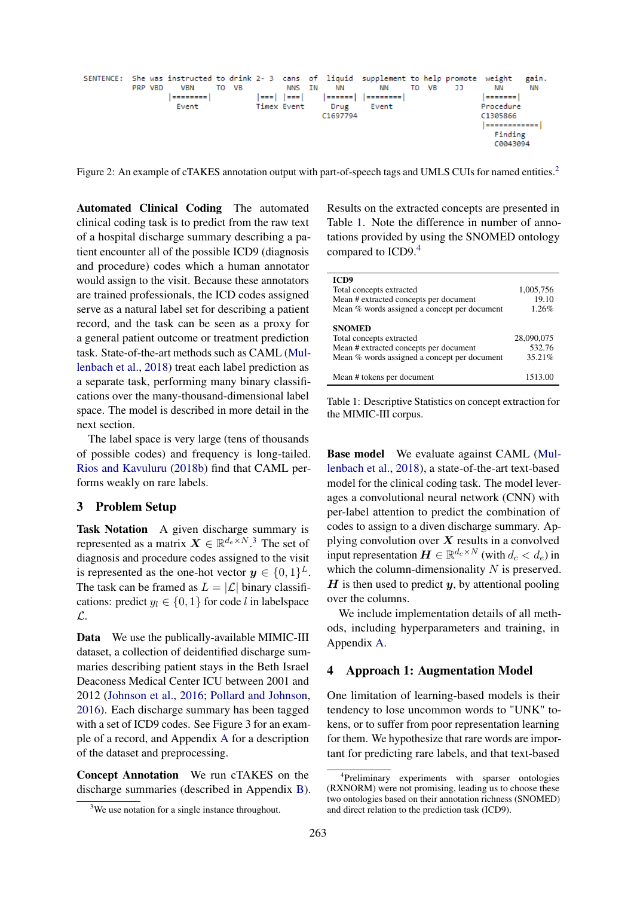```
SENTENCE:  She was instructed to drink 2- 3   cans  of  liquid  supplement to help promote  weight   gain.
           PRP VBD    VBN      TO  VB          NNS  IN    NN        NN      TO  VB    JJ       NN       NN
                   |========|             |===| |===|  |======| |========|               |=======|
                     Event                Timex Event    Drug     Event                  Procedure
                                                       C1697794                          C1305866
                                                                                         |=============|
                                                                                            Finding
                                                                                            C0043094
```

Figure 2: An example of cTAKES annotation output with part-of-speech tags and UMLS CUIs for named entities.[2]

**Automated Clinical Coding** The automated clinical coding task is to predict from the raw text of a hospital discharge summary describing a patient encounter all of the possible ICD9 (diagnosis and procedure) codes which a human annotator would assign to the visit. Because these annotators are trained professionals, the ICD codes assigned serve as a natural label set for describing a patient record, and the task can be seen as a proxy for a general patient outcome or treatment prediction task. State-of-the-art methods such as CAML (Mullenbach et al., 2018) treat each label prediction as a separate task, performing many binary classifications over the many-thousand-dimensional label space. The model is described in more detail in the next section.

The label space is very large (tens of thousands of possible codes) and frequency is long-tailed. Rios and Kavuluru (2018b) find that CAML performs weakly on rare labels.

## 3 Problem Setup

**Task Notation** A given discharge summary is represented as a matrix $\boldsymbol{X} \in \mathbb{R}^{d_e \times N}$.[3] The set of diagnosis and procedure codes assigned to the visit is represented as the one-hot vector $\boldsymbol{y} \in \{0, 1\}^L$. The task can be framed as $L = |\mathcal{L}|$ binary classifications: predict $y_l \in \{0, 1\}$ for code $l$ in labelspace $\mathcal{L}$.

**Data** We use the publically-available MIMIC-III dataset, a collection of deidentified discharge summaries describing patient stays in the Beth Israel Deaconess Medical Center ICU between 2001 and 2012 (Johnson et al., 2016; Pollard and Johnson, 2016). Each discharge summary has been tagged with a set of ICD9 codes. See Figure 3 for an example of a record, and Appendix A for a description of the dataset and preprocessing.

**Concept Annotation** We run cTAKES on the discharge summaries (described in Appendix B). Results on the extracted concepts are presented in Table 1. Note the difference in number of annotations provided by using the SNOMED ontology compared to ICD9.[4]

| | |
|---|---|
| **ICD9** | |
| Total concepts extracted | 1,005,756 |
| Mean # extracted concepts per document | 19.10 |
| Mean % words assigned a concept per document | 1.26% |
| **SNOMED** | |
| Total concepts extracted | 28,090,075 |
| Mean # extracted concepts per document | 532.76 |
| Mean % words assigned a concept per document | 35.21% |
| Mean # tokens per document | 1513.00 |

Table 1: Descriptive Statistics on concept extraction for the MIMIC-III corpus.

**Base model** We evaluate against CAML (Mullenbach et al., 2018), a state-of-the-art text-based model for the clinical coding task. The model leverages a convolutional neural network (CNN) with per-label attention to predict the combination of codes to assign to a diven discharge summary. Applying convolution over $\boldsymbol{X}$ results in a convolved input representation $\boldsymbol{H} \in \mathbb{R}^{d_c \times N}$ (with $d_c < d_e$) in which the column-dimensionality $N$ is preserved. $\boldsymbol{H}$ is then used to predict $\boldsymbol{y}$, by attentional pooling over the columns.

We include implementation details of all methods, including hyperparameters and training, in Appendix A.

## 4 Approach 1: Augmentation Model

One limitation of learning-based models is their tendency to lose uncommon words to "UNK" tokens, or to suffer from poor representation learning for them. We hypothesize that rare words are important for predicting rare labels, and that text-based

[3] We use notation for a single instance throughout.

[4] Preliminary experiments with sparser ontologies (RXNORM) were not promising, leading us to choose these two ontologies based on their annotation richness (SNOMED) and direct relation to the prediction task (ICD9).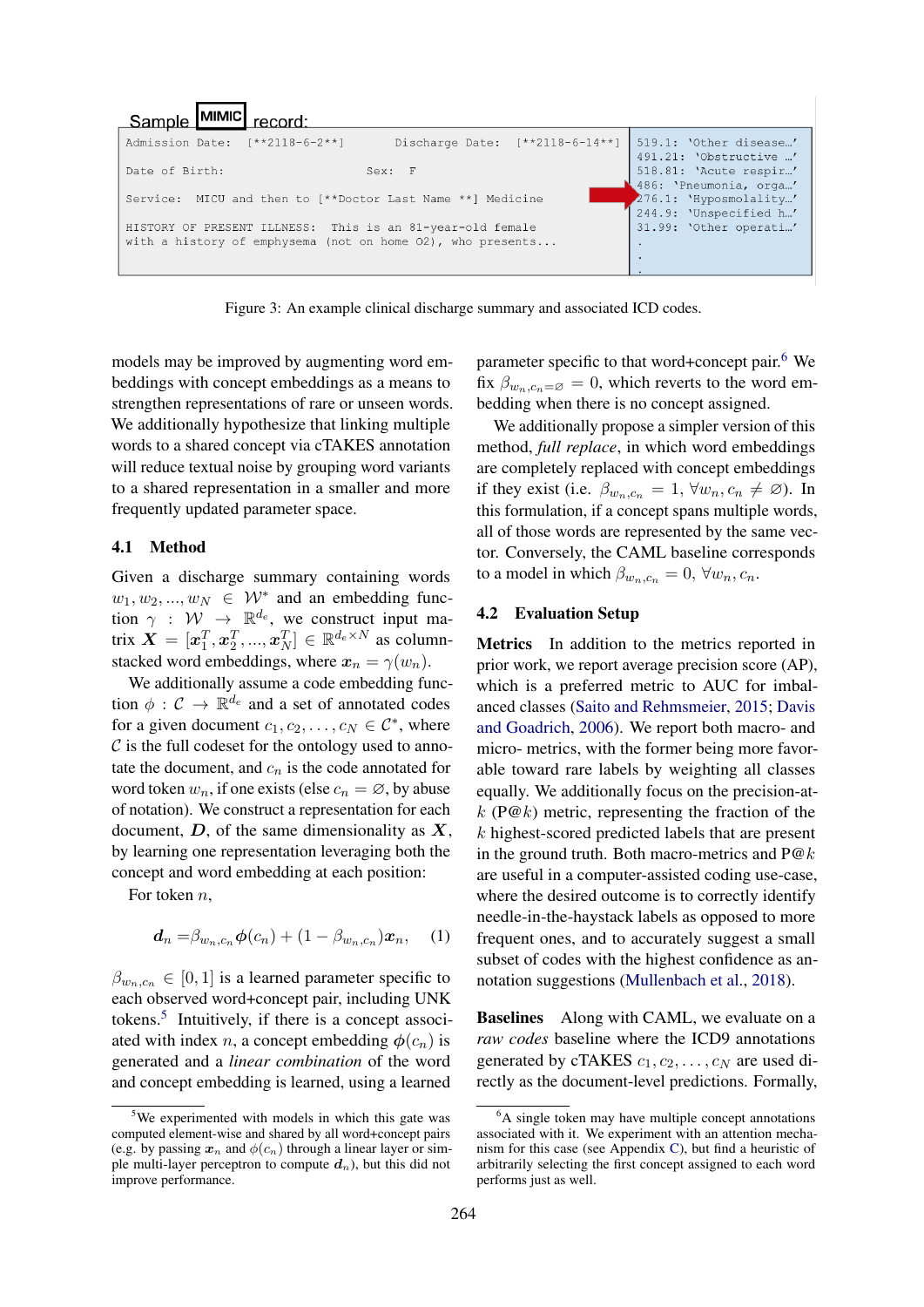Sample MIMIC record:

```
Admission Date:  [**2118-6-2**]        Discharge Date:  [**2118-6-14**]
Date of Birth:                    Sex:  F
Service:  MICU and then to [**Doctor Last Name **] Medicine
HISTORY OF PRESENT ILLNESS:  This is an 81-year-old female
with a history of emphysema (not on home O2), who presents...
```

```
519.1:  'Other disease…'
491.21: 'Obstructive …'
518.81: 'Acute respir…'
486:  'Pneumonia, orga…'
276.1:  'Hyposmolality…'
244.9:  'Unspecified h…'
31.99:  'Other operati…'
.
.
.
```

Figure 3: An example clinical discharge summary and associated ICD codes.

models may be improved by augmenting word embeddings with concept embeddings as a means to strengthen representations of rare or unseen words. We additionally hypothesize that linking multiple words to a shared concept via cTAKES annotation will reduce textual noise by grouping word variants to a shared representation in a smaller and more frequently updated parameter space.

## 4.1 Method

Given a discharge summary containing words $w_1, w_2, ..., w_N \in \mathcal{W}^*$ and an embedding function $\gamma : \mathcal{W} \rightarrow \mathbb{R}^{d_e}$, we construct input matrix $\boldsymbol{X} = [\boldsymbol{x}_1^T, \boldsymbol{x}_2^T, ..., \boldsymbol{x}_N^T] \in \mathbb{R}^{d_e \times N}$ as column-stacked word embeddings, where $\boldsymbol{x}_n = \gamma(w_n)$.

We additionally assume a code embedding function $\phi : \mathcal{C} \rightarrow \mathbb{R}^{d_e}$ and a set of annotated codes for a given document $c_1, c_2, \ldots, c_N \in \mathcal{C}^*$, where $\mathcal{C}$ is the full codeset for the ontology used to annotate the document, and $c_n$ is the code annotated for word token $w_n$, if one exists (else $c_n = \varnothing$, by abuse of notation). We construct a representation for each document, $\boldsymbol{D}$, of the same dimensionality as $\boldsymbol{X}$, by learning one representation leveraging both the concept and word embedding at each position:

For token $n$,

$$\boldsymbol{d}_n = \beta_{w_n,c_n}\boldsymbol{\phi}(c_n) + (1 - \beta_{w_n,c_n})\boldsymbol{x}_n, \quad (1)$$

$\beta_{w_n,c_n} \in [0, 1]$ is a learned parameter specific to each observed word+concept pair, including UNK tokens.[5] Intuitively, if there is a concept associated with index $n$, a concept embedding $\boldsymbol{\phi}(c_n)$ is generated and a *linear combination* of the word and concept embedding is learned, using a learned parameter specific to that word+concept pair.[6] We fix $\beta_{w_n,c_n=\varnothing} = 0$, which reverts to the word embedding when there is no concept assigned.

We additionally propose a simpler version of this method, *full replace*, in which word embeddings are completely replaced with concept embeddings if they exist (i.e. $\beta_{w_n,c_n} = 1, \forall w_n, c_n \neq \varnothing$). In this formulation, if a concept spans multiple words, all of those words are represented by the same vector. Conversely, the CAML baseline corresponds to a model in which $\beta_{w_n,c_n} = 0, \forall w_n, c_n$.

## 4.2 Evaluation Setup

**Metrics** In addition to the metrics reported in prior work, we report average precision score (AP), which is a preferred metric to AUC for imbalanced classes (Saito and Rehmsmeier, 2015; Davis and Goadrich, 2006). We report both macro- and micro- metrics, with the former being more favorable toward rare labels by weighting all classes equally. We additionally focus on the precision-at-$k$ (P@$k$) metric, representing the fraction of the $k$ highest-scored predicted labels that are present in the ground truth. Both macro-metrics and P@$k$ are useful in a computer-assisted coding use-case, where the desired outcome is to correctly identify needle-in-the-haystack labels as opposed to more frequent ones, and to accurately suggest a small subset of codes with the highest confidence as annotation suggestions (Mullenbach et al., 2018).

**Baselines** Along with CAML, we evaluate on a *raw codes* baseline where the ICD9 annotations generated by cTAKES $c_1, c_2, \ldots, c_N$ are used directly as the document-level predictions. Formally,

[5] We experimented with models in which this gate was computed element-wise and shared by all word+concept pairs (e.g. by passing $\boldsymbol{x}_n$ and $\phi(c_n)$ through a linear layer or simple multi-layer perceptron to compute $\boldsymbol{d}_n$), but this did not improve performance.

[6] A single token may have multiple concept annotations associated with it. We experiment with an attention mechanism for this case (see Appendix C), but find a heuristic of arbitrarily selecting the first concept assigned to each word performs just as well.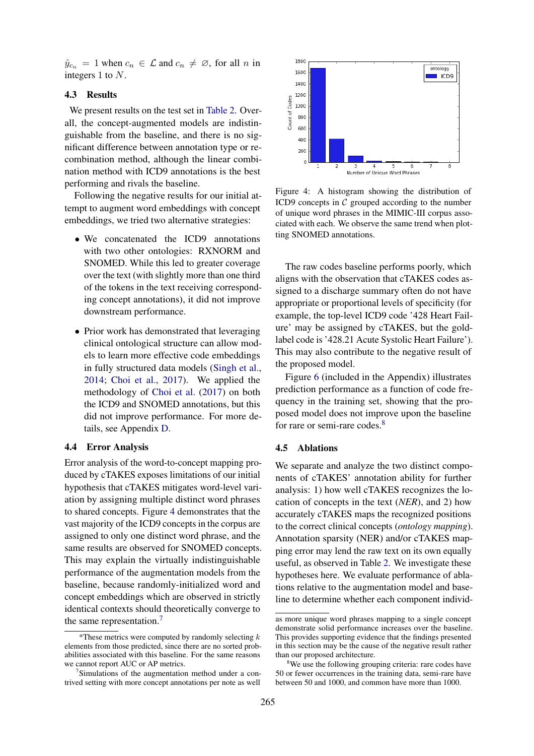$\hat{y}_{c_n} = 1$ when $c_n \in \mathcal{L}$ and $c_n \neq \varnothing$, for all $n$ in integers 1 to $N$.

### 4.3 Results

We present results on the test set in Table 2. Overall, the concept-augmented models are indistinguishable from the baseline, and there is no significant difference between annotation type or recombination method, although the linear combination method with ICD9 annotations is the best performing and rivals the baseline.

Following the negative results for our initial attempt to augment word embeddings with concept embeddings, we tried two alternative strategies:

- We concatenated the ICD9 annotations with two other ontologies: RXNORM and SNOMED. While this led to greater coverage over the text (with slightly more than one third of the tokens in the text receiving corresponding concept annotations), it did not improve downstream performance.
- Prior work has demonstrated that leveraging clinical ontological structure can allow models to learn more effective code embeddings in fully structured data models (Singh et al., 2014; Choi et al., 2017). We applied the methodology of Choi et al. (2017) on both the ICD9 and SNOMED annotations, but this did not improve performance. For more details, see Appendix D.

### 4.4 Error Analysis

Error analysis of the word-to-concept mapping produced by cTAKES exposes limitations of our initial hypothesis that cTAKES mitigates word-level variation by assigning multiple distinct word phrases to shared concepts. Figure 4 demonstrates that the vast majority of the ICD9 concepts in the corpus are assigned to only one distinct word phrase, and the same results are observed for SNOMED concepts. This may explain the virtually indistinguishable performance of the augmentation models from the baseline, because randomly-initialized word and concept embeddings which are observed in strictly identical contexts should theoretically converge to the same representation.[7]

Figure 4: A histogram showing the distribution of ICD9 concepts in $\mathcal{C}$ grouped according to the number of unique word phrases in the MIMIC-III corpus associated with each. We observe the same trend when plotting SNOMED annotations.

The raw codes baseline performs poorly, which aligns with the observation that cTAKES codes assigned to a discharge summary often do not have appropriate or proportional levels of specificity (for example, the top-level ICD9 code '428 Heart Failure' may be assigned by cTAKES, but the gold-label code is '428.21 Acute Systolic Heart Failure'). This may also contribute to the negative result of the proposed model.

Figure 6 (included in the Appendix) illustrates prediction performance as a function of code frequency in the training set, showing that the proposed model does not improve upon the baseline for rare or semi-rare codes.[8]

### 4.5 Ablations

We separate and analyze the two distinct components of cTAKES' annotation ability for further analysis: 1) how well cTAKES recognizes the location of concepts in the text (*NER*), and 2) how accurately cTAKES maps the recognized positions to the correct clinical concepts (*ontology mapping*). Annotation sparsity (NER) and/or cTAKES mapping error may lend the raw text on its own equally useful, as observed in Table 2. We investigate these hypotheses here. We evaluate performance of ablations relative to the augmentation model and baseline to determine whether each component individ-

*These metrics were computed by randomly selecting $k$ elements from those predicted, since there are no sorted probabilities associated with this baseline. For the same reasons we cannot report AUC or AP metrics.

[7]Simulations of the augmentation method under a contrived setting with more concept annotations per note as well as more unique word phrases mapping to a single concept demonstrate solid performance increases over the baseline. This provides supporting evidence that the findings presented in this section may be the cause of the negative result rather than our proposed architecture.

[8]We use the following grouping criteria: rare codes have 50 or fewer occurrences in the training data, semi-rare have between 50 and 1000, and common have more than 1000.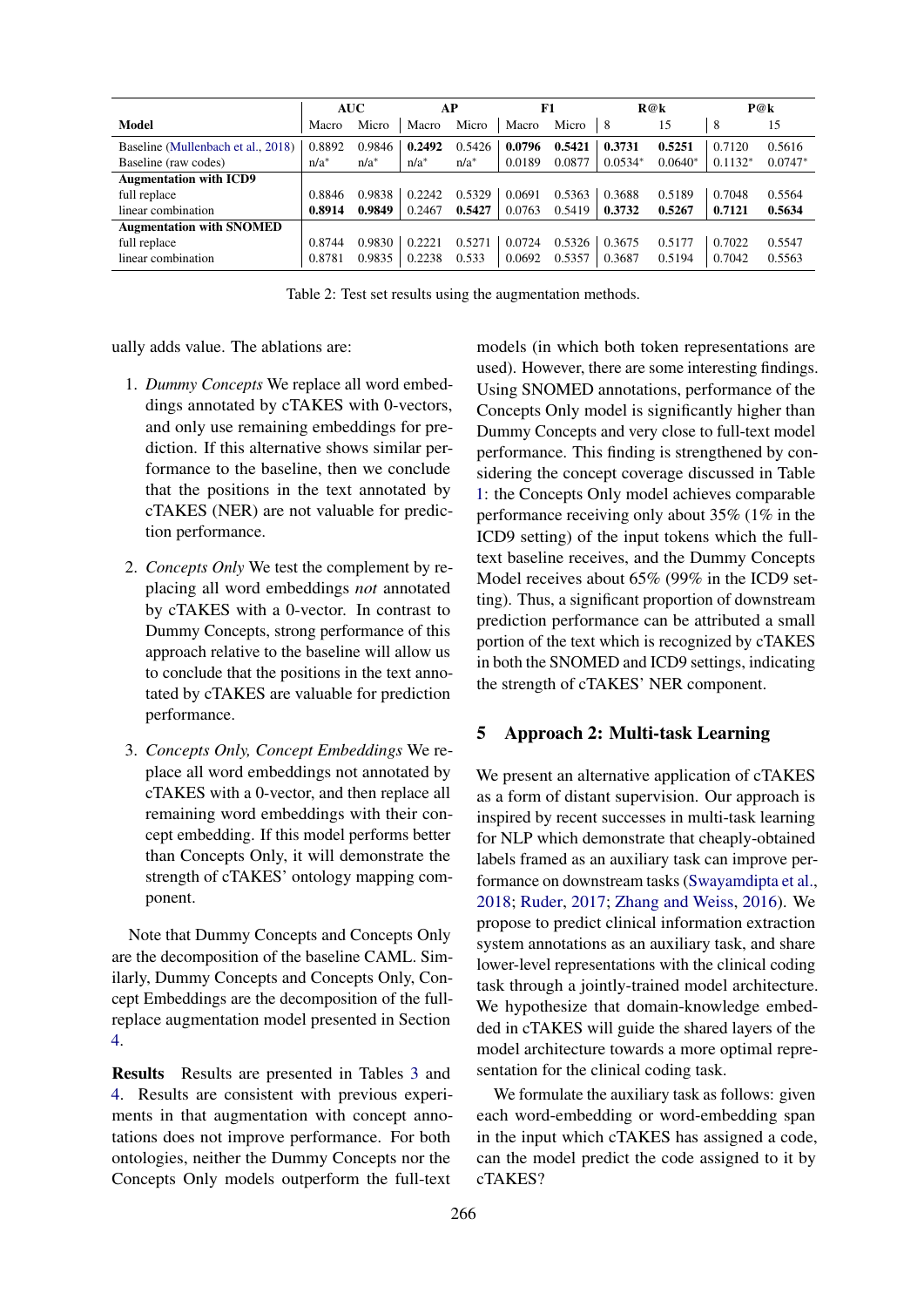| Model | AUC | | AP | | F1 | | R@k | | P@k | |
|---|---|---|---|---|---|---|---|---|---|---|
| | Macro | Micro | Macro | Micro | Macro | Micro | 8 | 15 | 8 | 15 |
| Baseline (Mullenbach et al., 2018) | 0.8892 | 0.9846 | **0.2492** | 0.5426 | **0.0796** | **0.5421** | **0.3731** | **0.5251** | 0.7120 | 0.5616 |
| Baseline (raw codes) | n/a* | n/a* | n/a* | n/a* | 0.0189 | 0.0877 | 0.0534* | 0.0640* | 0.1132* | 0.0747* |
| **Augmentation with ICD9** | | | | | | | | | | |
| full replace | 0.8846 | 0.9838 | 0.2242 | 0.5329 | 0.0691 | 0.5363 | 0.3688 | 0.5189 | 0.7048 | 0.5564 |
| linear combination | **0.8914** | **0.9849** | 0.2467 | **0.5427** | 0.0763 | 0.5419 | **0.3732** | **0.5267** | **0.7121** | **0.5634** |
| **Augmentation with SNOMED** | | | | | | | | | | |
| full replace | 0.8744 | 0.9830 | 0.2221 | 0.5271 | 0.0724 | 0.5326 | 0.3675 | 0.5177 | 0.7022 | 0.5547 |
| linear combination | 0.8781 | 0.9835 | 0.2238 | 0.533 | 0.0692 | 0.5357 | 0.3687 | 0.5194 | 0.7042 | 0.5563 |

Table 2: Test set results using the augmentation methods.

ually adds value. The ablations are:

1. *Dummy Concepts* We replace all word embeddings annotated by cTAKES with 0-vectors, and only use remaining embeddings for prediction. If this alternative shows similar performance to the baseline, then we conclude that the positions in the text annotated by cTAKES (NER) are not valuable for prediction performance.

2. *Concepts Only* We test the complement by replacing all word embeddings *not* annotated by cTAKES with a 0-vector. In contrast to Dummy Concepts, strong performance of this approach relative to the baseline will allow us to conclude that the positions in the text annotated by cTAKES are valuable for prediction performance.

3. *Concepts Only, Concept Embeddings* We replace all word embeddings not annotated by cTAKES with a 0-vector, and then replace all remaining word embeddings with their concept embedding. If this model performs better than Concepts Only, it will demonstrate the strength of cTAKES' ontology mapping component.

Note that Dummy Concepts and Concepts Only are the decomposition of the baseline CAML. Similarly, Dummy Concepts and Concepts Only, Concept Embeddings are the decomposition of the full-replace augmentation model presented in Section 4.

**Results** Results are presented in Tables 3 and 4. Results are consistent with previous experiments in that augmentation with concept annotations does not improve performance. For both ontologies, neither the Dummy Concepts nor the Concepts Only models outperform the full-text models (in which both token representations are used). However, there are some interesting findings. Using SNOMED annotations, performance of the Concepts Only model is significantly higher than Dummy Concepts and very close to full-text model performance. This finding is strengthened by considering the concept coverage discussed in Table 1: the Concepts Only model achieves comparable performance receiving only about 35% (1% in the ICD9 setting) of the input tokens which the full-text baseline receives, and the Dummy Concepts Model receives about 65% (99% in the ICD9 setting). Thus, a significant proportion of downstream prediction performance can be attributed a small portion of the text which is recognized by cTAKES in both the SNOMED and ICD9 settings, indicating the strength of cTAKES' NER component.

## 5 Approach 2: Multi-task Learning

We present an alternative application of cTAKES as a form of distant supervision. Our approach is inspired by recent successes in multi-task learning for NLP which demonstrate that cheaply-obtained labels framed as an auxiliary task can improve performance on downstream tasks (Swayamdipta et al., 2018; Ruder, 2017; Zhang and Weiss, 2016). We propose to predict clinical information extraction system annotations as an auxiliary task, and share lower-level representations with the clinical coding task through a jointly-trained model architecture. We hypothesize that domain-knowledge embedded in cTAKES will guide the shared layers of the model architecture towards a more optimal representation for the clinical coding task.

We formulate the auxiliary task as follows: given each word-embedding or word-embedding span in the input which cTAKES has assigned a code, can the model predict the code assigned to it by cTAKES?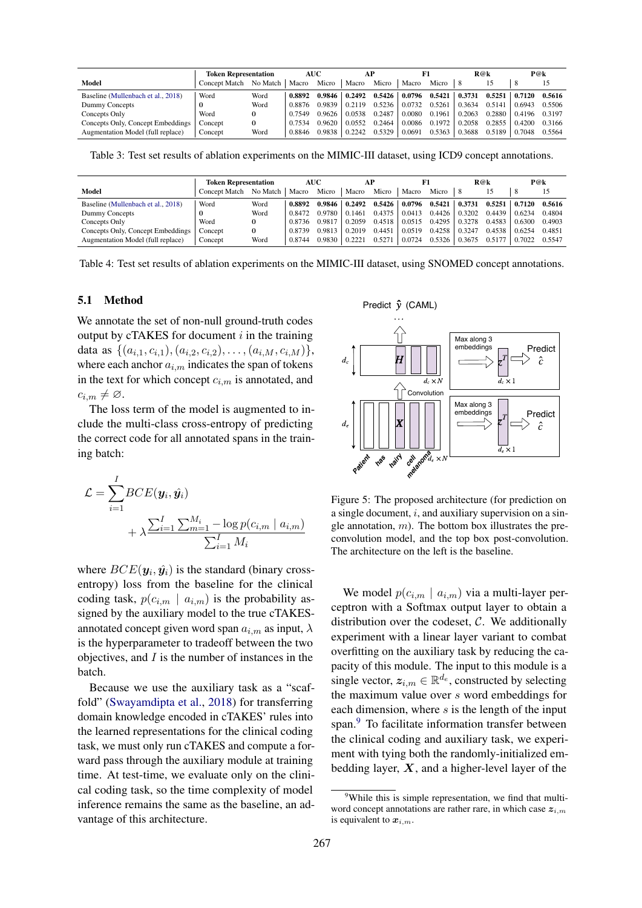| Model | Token Representation | | AUC | | AP | | F1 | | R@k | | P@k | |
|---|---|---|---|---|---|---|---|---|---|---|---|---|
| | Concept Match | No Match | Macro | Micro | Macro | Micro | Macro | Micro | 8 | 15 | 8 | 15 |
| Baseline (Mullenbach et al., 2018) | Word | Word | **0.8892** | **0.9846** | **0.2492** | **0.5426** | **0.0796** | **0.5421** | **0.3731** | **0.5251** | **0.7120** | **0.5616** |
| Dummy Concepts | 0 | Word | 0.8876 | 0.9839 | 0.2119 | 0.5236 | 0.0732 | 0.5261 | 0.3634 | 0.5141 | 0.6943 | 0.5506 |
| Concepts Only | Word | 0 | 0.7549 | 0.9626 | 0.0538 | 0.2487 | 0.0080 | 0.1961 | 0.2063 | 0.2880 | 0.4196 | 0.3197 |
| Concepts Only, Concept Embeddings | Concept | 0 | 0.7534 | 0.9620 | 0.0552 | 0.2464 | 0.0086 | 0.1972 | 0.2058 | 0.2855 | 0.4200 | 0.3166 |
| Augmentation Model (full replace) | Concept | Word | 0.8846 | 0.9838 | 0.2242 | 0.5329 | 0.0691 | 0.5363 | 0.3688 | 0.5189 | 0.7048 | 0.5564 |

Table 3: Test set results of ablation experiments on the MIMIC-III dataset, using ICD9 concept annotations.

| Model | Token Representation | | AUC | | AP | | F1 | | R@k | | P@k | |
|---|---|---|---|---|---|---|---|---|---|---|---|---|
| | Concept Match | No Match | Macro | Micro | Macro | Micro | Macro | Micro | 8 | 15 | 8 | 15 |
| Baseline (Mullenbach et al., 2018) | Word | Word | **0.8892** | **0.9846** | **0.2492** | **0.5426** | **0.0796** | **0.5421** | **0.3731** | **0.5251** | **0.7120** | **0.5616** |
| Dummy Concepts | 0 | Word | 0.8472 | 0.9780 | 0.1461 | 0.4375 | 0.0413 | 0.4426 | 0.3202 | 0.4439 | 0.6234 | 0.4804 |
| Concepts Only | Word | 0 | 0.8736 | 0.9817 | 0.2059 | 0.4518 | 0.0515 | 0.4295 | 0.3278 | 0.4583 | 0.6300 | 0.4903 |
| Concepts Only, Concept Embeddings | Concept | 0 | 0.8739 | 0.9813 | 0.2019 | 0.4451 | 0.0519 | 0.4258 | 0.3247 | 0.4538 | 0.6254 | 0.4851 |
| Augmentation Model (full replace) | Concept | Word | 0.8744 | 0.9830 | 0.2221 | 0.5271 | 0.0724 | 0.5326 | 0.3675 | 0.5177 | 0.7022 | 0.5547 |

Table 4: Test set results of ablation experiments on the MIMIC-III dataset, using SNOMED concept annotations.

### 5.1 Method

We annotate the set of non-null ground-truth codes output by cTAKES for document $i$ in the training data as $\{(a_{i,1}, c_{i,1}), (a_{i,2}, c_{i,2}), \ldots, (a_{i,M}, c_{i,M})\}$, where each anchor $a_{i,m}$ indicates the span of tokens in the text for which concept $c_{i,m}$ is annotated, and $c_{i,m} \neq \varnothing$.

The loss term of the model is augmented to include the multi-class cross-entropy of predicting the correct code for all annotated spans in the training batch:

$$\mathcal{L} = \sum_{i=1}^{I} BCE(\boldsymbol{y}_i, \hat{\boldsymbol{y}}_i) + \lambda \frac{\sum_{i=1}^{I} \sum_{m=1}^{M_i} -\log p(c_{i,m} \mid a_{i,m})}{\sum_{i=1}^{I} M_i}$$

where $BCE(\boldsymbol{y}_i, \hat{\boldsymbol{y}}_i)$ is the standard (binary cross-entropy) loss from the baseline for the clinical coding task, $p(c_{i,m} \mid a_{i,m})$ is the probability assigned by the auxiliary model to the true cTAKES-annotated concept given word span $a_{i,m}$ as input, $\lambda$ is the hyperparameter to tradeoff between the two objectives, and $I$ is the number of instances in the batch.

Because we use the auxiliary task as a "scaffold" (Swayamdipta et al., 2018) for transferring domain knowledge encoded in cTAKES' rules into the learned representations for the clinical coding task, we must only run cTAKES and compute a forward pass through the auxiliary module at training time. At test-time, we evaluate only on the clinical coding task, so the time complexity of model inference remains the same as the baseline, an advantage of this architecture.

Figure 5: The proposed architecture (for prediction on a single document, $i$, and auxiliary supervision on a single annotation, $m$). The bottom box illustrates the pre-convolution model, and the top box post-convolution. The architecture on the left is the baseline.

We model $p(c_{i,m} \mid a_{i,m})$ via a multi-layer perceptron with a Softmax output layer to obtain a distribution over the codeset, $\mathcal{C}$. We additionally experiment with a linear layer variant to combat overfitting on the auxiliary task by reducing the capacity of this module. The input to this module is a single vector, $\boldsymbol{z}_{i,m} \in \mathbb{R}^{d_e}$, constructed by selecting the maximum value over $s$ word embeddings for each dimension, where $s$ is the length of the input span.[9] To facilitate information transfer between the clinical coding and auxiliary task, we experiment with tying both the randomly-initialized embedding layer, $\boldsymbol{X}$, and a higher-level layer of the

[9] While this is simple representation, we find that multi-word concept annotations are rather rare, in which case $\boldsymbol{z}_{i,m}$ is equivalent to $\boldsymbol{x}_{i,m}$.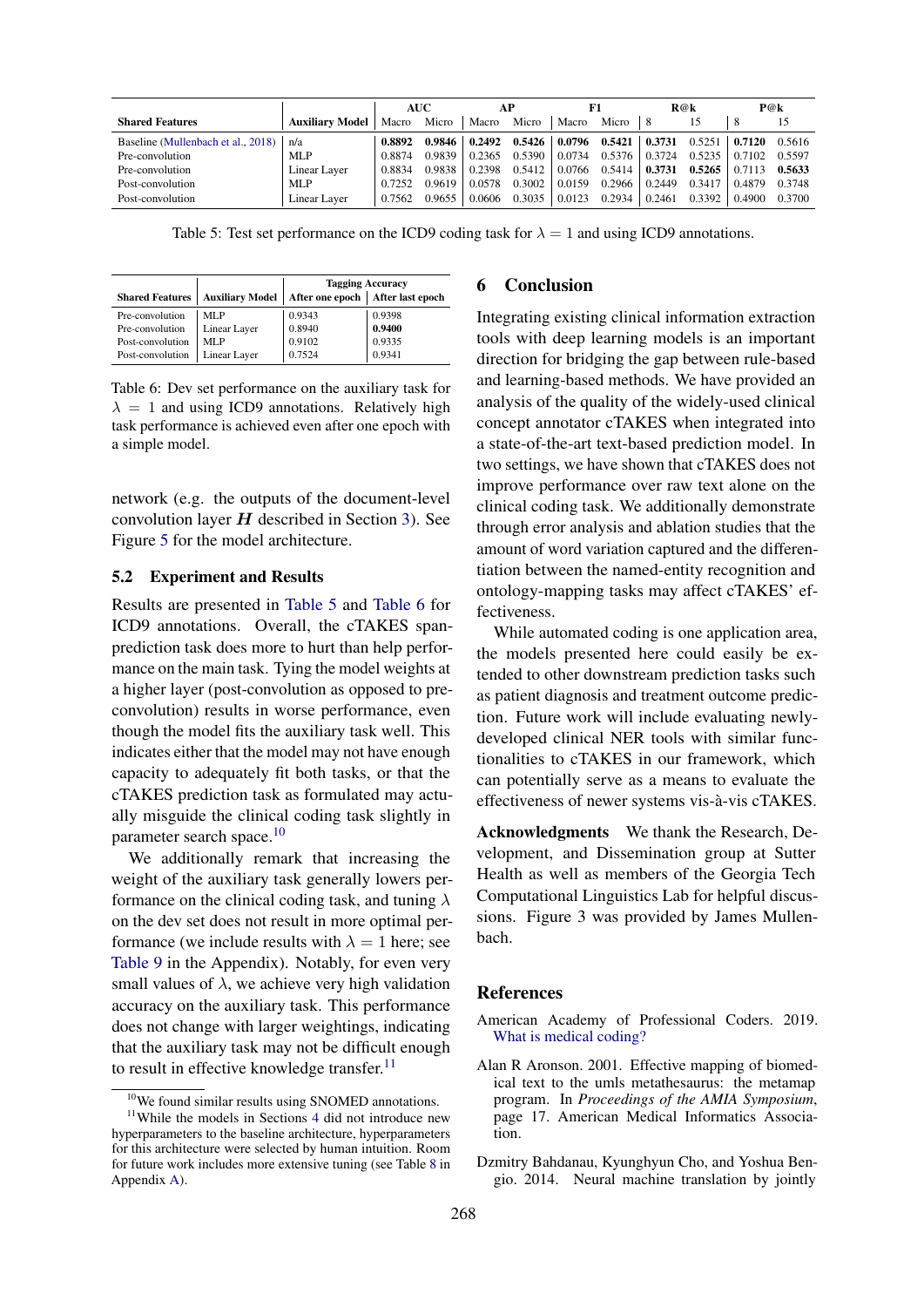| Shared Features | Auxiliary Model | AUC | | AP | | F1 | | R@k | | P@k | |
|---|---|---|---|---|---|---|---|---|---|---|---|
| | | Macro | Micro | Macro | Micro | Macro | Micro | 8 | 15 | 8 | 15 |
| Baseline (Mullenbach et al., 2018) | n/a | **0.8892** | **0.9846** | **0.2492** | **0.5426** | **0.0796** | **0.5421** | **0.3731** | 0.5251 | **0.7120** | 0.5616 |
| Pre-convolution | MLP | 0.8874 | 0.9839 | 0.2365 | 0.5390 | 0.0734 | 0.5376 | 0.3724 | 0.5235 | 0.7102 | 0.5597 |
| Pre-convolution | Linear Layer | 0.8834 | 0.9838 | 0.2398 | 0.5412 | 0.0766 | 0.5414 | **0.3731** | **0.5265** | 0.7113 | **0.5633** |
| Post-convolution | MLP | 0.7252 | 0.9619 | 0.0578 | 0.3002 | 0.0159 | 0.2966 | 0.2449 | 0.3417 | 0.4879 | 0.3748 |
| Post-convolution | Linear Layer | 0.7562 | 0.9655 | 0.0606 | 0.3035 | 0.0123 | 0.2934 | 0.2461 | 0.3392 | 0.4900 | 0.3700 |

Table 5: Test set performance on the ICD9 coding task for $\lambda = 1$ and using ICD9 annotations.

| Shared Features | Auxiliary Model | Tagging Accuracy | |
|---|---|---|---|
| | | After one epoch | After last epoch |
| Pre-convolution | MLP | 0.9343 | 0.9398 |
| Pre-convolution | Linear Layer | 0.8940 | **0.9400** |
| Post-convolution | MLP | 0.9102 | 0.9335 |
| Post-convolution | Linear Layer | 0.7524 | 0.9341 |

Table 6: Dev set performance on the auxiliary task for $\lambda = 1$ and using ICD9 annotations. Relatively high task performance is achieved even after one epoch with a simple model.

network (e.g. the outputs of the document-level convolution layer $\boldsymbol{H}$ described in Section 3). See Figure 5 for the model architecture.

### 5.2 Experiment and Results

Results are presented in Table 5 and Table 6 for ICD9 annotations. Overall, the cTAKES span-prediction task does more to hurt than help performance on the main task. Tying the model weights at a higher layer (post-convolution as opposed to pre-convolution) results in worse performance, even though the model fits the auxiliary task well. This indicates either that the model may not have enough capacity to adequately fit both tasks, or that the cTAKES prediction task as formulated may actually misguide the clinical coding task slightly in parameter search space.[10]

We additionally remark that increasing the weight of the auxiliary task generally lowers performance on the clinical coding task, and tuning $\lambda$ on the dev set does not result in more optimal performance (we include results with $\lambda = 1$ here; see Table 9 in the Appendix). Notably, for even very small values of $\lambda$, we achieve very high validation accuracy on the auxiliary task. This performance does not change with larger weightings, indicating that the auxiliary task may not be difficult enough to result in effective knowledge transfer.[11]

[10] We found similar results using SNOMED annotations.

[11] While the models in Sections 4 did not introduce new hyperparameters to the baseline architecture, hyperparameters for this architecture were selected by human intuition. Room for future work includes more extensive tuning (see Table 8 in Appendix A).

## 6 Conclusion

Integrating existing clinical information extraction tools with deep learning models is an important direction for bridging the gap between rule-based and learning-based methods. We have provided an analysis of the quality of the widely-used clinical concept annotator cTAKES when integrated into a state-of-the-art text-based prediction model. In two settings, we have shown that cTAKES does not improve performance over raw text alone on the clinical coding task. We additionally demonstrate through error analysis and ablation studies that the amount of word variation captured and the differentiation between the named-entity recognition and ontology-mapping tasks may affect cTAKES' effectiveness.

While automated coding is one application area, the models presented here could easily be extended to other downstream prediction tasks such as patient diagnosis and treatment outcome prediction. Future work will include evaluating newly-developed clinical NER tools with similar functionalities to cTAKES in our framework, which can potentially serve as a means to evaluate the effectiveness of newer systems vis-à-vis cTAKES.

**Acknowledgments** We thank the Research, Development, and Dissemination group at Sutter Health as well as members of the Georgia Tech Computational Linguistics Lab for helpful discussions. Figure 3 was provided by James Mullenbach.

## References

American Academy of Professional Coders. 2019. What is medical coding?

Alan R Aronson. 2001. Effective mapping of biomedical text to the umls metathesaurus: the metamap program. In *Proceedings of the AMIA Symposium*, page 17. American Medical Informatics Association.

Dzmitry Bahdanau, Kyunghyun Cho, and Yoshua Bengio. 2014. Neural machine translation by jointly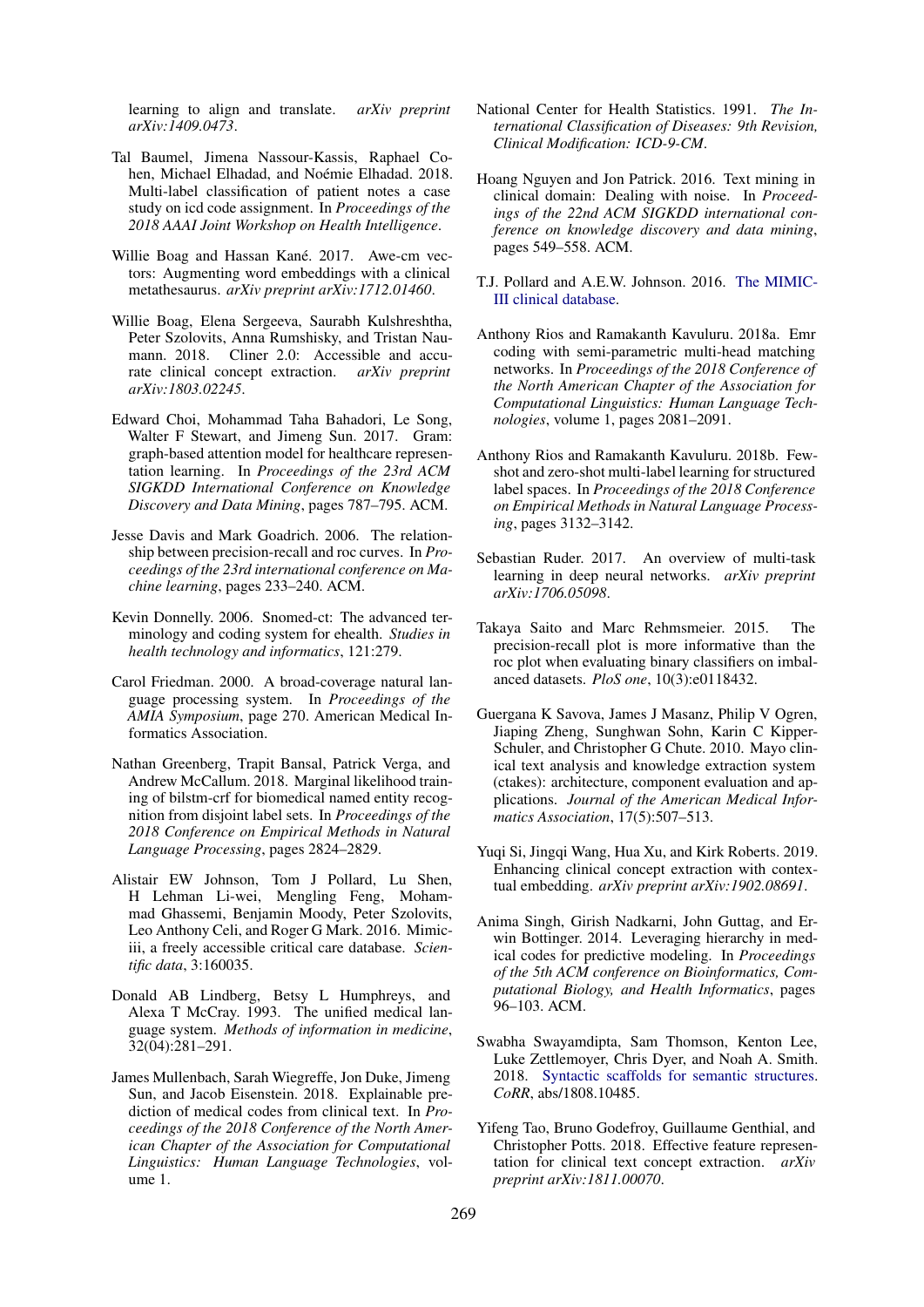learning to align and translate. *arXiv preprint arXiv:1409.0473*.

Tal Baumel, Jimena Nassour-Kassis, Raphael Cohen, Michael Elhadad, and Noémie Elhadad. 2018. Multi-label classification of patient notes a case study on icd code assignment. In *Proceedings of the 2018 AAAI Joint Workshop on Health Intelligence*.

Willie Boag and Hassan Kané. 2017. Awe-cm vectors: Augmenting word embeddings with a clinical metathesaurus. *arXiv preprint arXiv:1712.01460*.

Willie Boag, Elena Sergeeva, Saurabh Kulshreshtha, Peter Szolovits, Anna Rumshisky, and Tristan Naumann. 2018. Cliner 2.0: Accessible and accurate clinical concept extraction. *arXiv preprint arXiv:1803.02245*.

Edward Choi, Mohammad Taha Bahadori, Le Song, Walter F Stewart, and Jimeng Sun. 2017. Gram: graph-based attention model for healthcare representation learning. In *Proceedings of the 23rd ACM SIGKDD International Conference on Knowledge Discovery and Data Mining*, pages 787–795. ACM.

Jesse Davis and Mark Goadrich. 2006. The relationship between precision-recall and roc curves. In *Proceedings of the 23rd international conference on Machine learning*, pages 233–240. ACM.

Kevin Donnelly. 2006. Snomed-ct: The advanced terminology and coding system for ehealth. *Studies in health technology and informatics*, 121:279.

Carol Friedman. 2000. A broad-coverage natural language processing system. In *Proceedings of the AMIA Symposium*, page 270. American Medical Informatics Association.

Nathan Greenberg, Trapit Bansal, Patrick Verga, and Andrew McCallum. 2018. Marginal likelihood training of bilstm-crf for biomedical named entity recognition from disjoint label sets. In *Proceedings of the 2018 Conference on Empirical Methods in Natural Language Processing*, pages 2824–2829.

Alistair EW Johnson, Tom J Pollard, Lu Shen, H Lehman Li-wei, Mengling Feng, Mohammad Ghassemi, Benjamin Moody, Peter Szolovits, Leo Anthony Celi, and Roger G Mark. 2016. Mimic-iii, a freely accessible critical care database. *Scientific data*, 3:160035.

Donald AB Lindberg, Betsy L Humphreys, and Alexa T McCray. 1993. The unified medical language system. *Methods of information in medicine*, 32(04):281–291.

James Mullenbach, Sarah Wiegreffe, Jon Duke, Jimeng Sun, and Jacob Eisenstein. 2018. Explainable prediction of medical codes from clinical text. In *Proceedings of the 2018 Conference of the North American Chapter of the Association for Computational Linguistics: Human Language Technologies*, volume 1.

National Center for Health Statistics. 1991. *The International Classification of Diseases: 9th Revision, Clinical Modification: ICD-9-CM*.

Hoang Nguyen and Jon Patrick. 2016. Text mining in clinical domain: Dealing with noise. In *Proceedings of the 22nd ACM SIGKDD international conference on knowledge discovery and data mining*, pages 549–558. ACM.

T.J. Pollard and A.E.W. Johnson. 2016. The MIMIC-III clinical database.

Anthony Rios and Ramakanth Kavuluru. 2018a. Emr coding with semi-parametric multi-head matching networks. In *Proceedings of the 2018 Conference of the North American Chapter of the Association for Computational Linguistics: Human Language Technologies*, volume 1, pages 2081–2091.

Anthony Rios and Ramakanth Kavuluru. 2018b. Few-shot and zero-shot multi-label learning for structured label spaces. In *Proceedings of the 2018 Conference on Empirical Methods in Natural Language Processing*, pages 3132–3142.

Sebastian Ruder. 2017. An overview of multi-task learning in deep neural networks. *arXiv preprint arXiv:1706.05098*.

Takaya Saito and Marc Rehmsmeier. 2015. The precision-recall plot is more informative than the roc plot when evaluating binary classifiers on imbalanced datasets. *PloS one*, 10(3):e0118432.

Guergana K Savova, James J Masanz, Philip V Ogren, Jiaping Zheng, Sunghwan Sohn, Karin C Kipper-Schuler, and Christopher G Chute. 2010. Mayo clinical text analysis and knowledge extraction system (ctakes): architecture, component evaluation and applications. *Journal of the American Medical Informatics Association*, 17(5):507–513.

Yuqi Si, Jingqi Wang, Hua Xu, and Kirk Roberts. 2019. Enhancing clinical concept extraction with contextual embedding. *arXiv preprint arXiv:1902.08691*.

Anima Singh, Girish Nadkarni, John Guttag, and Erwin Bottinger. 2014. Leveraging hierarchy in medical codes for predictive modeling. In *Proceedings of the 5th ACM conference on Bioinformatics, Computational Biology, and Health Informatics*, pages 96–103. ACM.

Swabha Swayamdipta, Sam Thomson, Kenton Lee, Luke Zettlemoyer, Chris Dyer, and Noah A. Smith. 2018. Syntactic scaffolds for semantic structures. *CoRR*, abs/1808.10485.

Yifeng Tao, Bruno Godefroy, Guillaume Genthial, and Christopher Potts. 2018. Effective feature representation for clinical text concept extraction. *arXiv preprint arXiv:1811.00070*.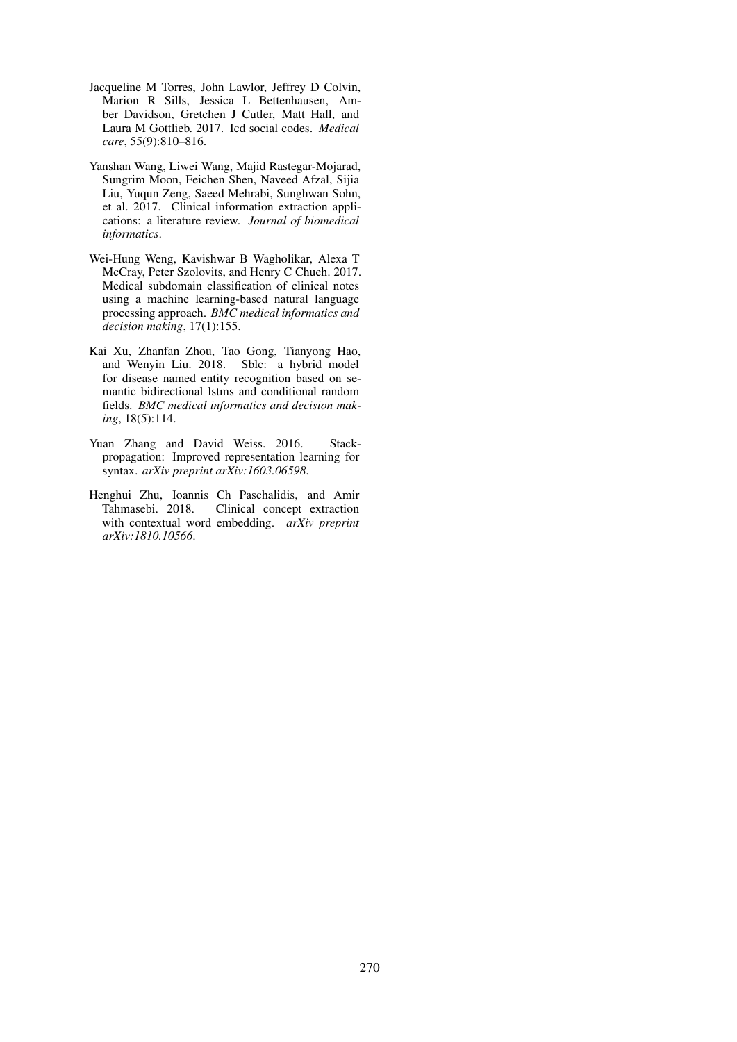Jacqueline M Torres, John Lawlor, Jeffrey D Colvin, Marion R Sills, Jessica L Bettenhausen, Amber Davidson, Gretchen J Cutler, Matt Hall, and Laura M Gottlieb. 2017. Icd social codes. *Medical care*, 55(9):810–816.

Yanshan Wang, Liwei Wang, Majid Rastegar-Mojarad, Sungrim Moon, Feichen Shen, Naveed Afzal, Sijia Liu, Yuqun Zeng, Saeed Mehrabi, Sunghwan Sohn, et al. 2017. Clinical information extraction applications: a literature review. *Journal of biomedical informatics*.

Wei-Hung Weng, Kavishwar B Wagholikar, Alexa T McCray, Peter Szolovits, and Henry C Chueh. 2017. Medical subdomain classification of clinical notes using a machine learning-based natural language processing approach. *BMC medical informatics and decision making*, 17(1):155.

Kai Xu, Zhanfan Zhou, Tao Gong, Tianyong Hao, and Wenyin Liu. 2018. Sblc: a hybrid model for disease named entity recognition based on semantic bidirectional lstms and conditional random fields. *BMC medical informatics and decision making*, 18(5):114.

Yuan Zhang and David Weiss. 2016. Stack-propagation: Improved representation learning for syntax. *arXiv preprint arXiv:1603.06598*.

Henghui Zhu, Ioannis Ch Paschalidis, and Amir Tahmasebi. 2018. Clinical concept extraction with contextual word embedding. *arXiv preprint arXiv:1810.10566*.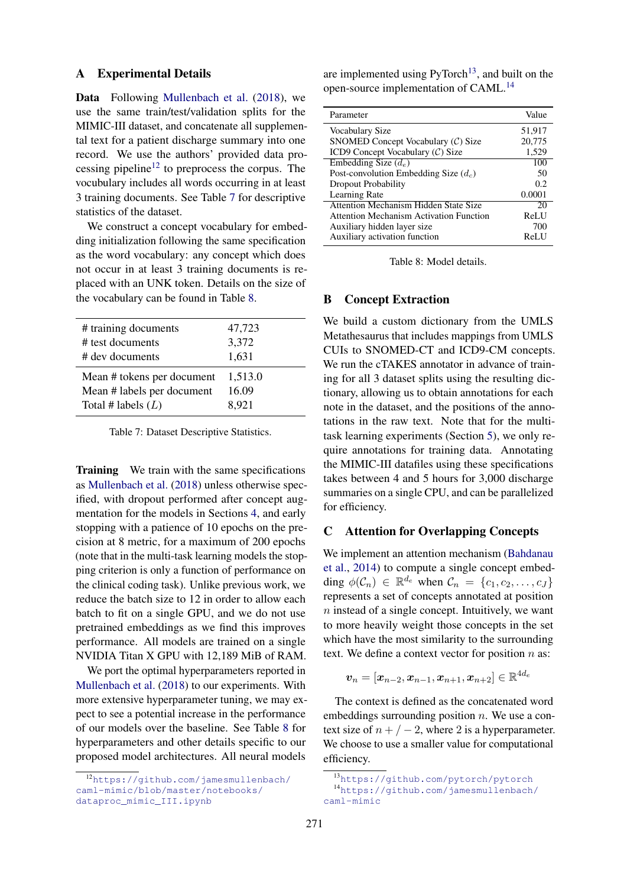## A Experimental Details

**Data** Following Mullenbach et al. (2018), we use the same train/test/validation splits for the MIMIC-III dataset, and concatenate all supplemental text for a patient discharge summary into one record. We use the authors' provided data processing pipeline[12] to preprocess the corpus. The vocubulary includes all words occurring in at least 3 training documents. See Table 7 for descriptive statistics of the dataset.

We construct a concept vocabulary for embedding initialization following the same specification as the word vocabulary: any concept which does not occur in at least 3 training documents is replaced with an UNK token. Details on the size of the vocabulary can be found in Table 8.

| | |
|---|---|
| # training documents | 47,723 |
| # test documents | 3,372 |
| # dev documents | 1,631 |
| Mean # tokens per document | 1,513.0 |
| Mean # labels per document | 16.09 |
| Total # labels ($L$) | 8,921 |

Table 7: Dataset Descriptive Statistics.

**Training** We train with the same specifications as Mullenbach et al. (2018) unless otherwise specified, with dropout performed after concept augmentation for the models in Sections 4, and early stopping with a patience of 10 epochs on the precision at 8 metric, for a maximum of 200 epochs (note that in the multi-task learning models the stopping criterion is only a function of performance on the clinical coding task). Unlike previous work, we reduce the batch size to 12 in order to allow each batch to fit on a single GPU, and we do not use pretrained embeddings as we find this improves performance. All models are trained on a single NVIDIA Titan X GPU with 12,189 MiB of RAM.

We port the optimal hyperparameters reported in Mullenbach et al. (2018) to our experiments. With more extensive hyperparameter tuning, we may expect to see a potential increase in the performance of our models over the baseline. See Table 8 for hyperparameters and other details specific to our proposed model architectures. All neural models are implemented using PyTorch[13], and built on the open-source implementation of CAML.[14]

| Parameter | Value |
|---|---|
| Vocabulary Size | 51,917 |
| SNOMED Concept Vocabulary ($\mathcal{C}$) Size | 20,775 |
| ICD9 Concept Vocabulary ($\mathcal{C}$) Size | 1,529 |
| Embedding Size ($d_e$) | 100 |
| Post-convolution Embedding Size ($d_c$) | 50 |
| Dropout Probability | 0.2 |
| Learning Rate | 0.0001 |
| Attention Mechanism Hidden State Size | 20 |
| Attention Mechanism Activation Function | ReLU |
| Auxiliary hidden layer size | 700 |
| Auxiliary activation function | ReLU |

Table 8: Model details.

## B Concept Extraction

We build a custom dictionary from the UMLS Metathesaurus that includes mappings from UMLS CUIs to SNOMED-CT and ICD9-CM concepts. We run the cTAKES annotator in advance of training for all 3 dataset splits using the resulting dictionary, allowing us to obtain annotations for each note in the dataset, and the positions of the annotations in the raw text. Note that for the multi-task learning experiments (Section 5), we only require annotations for training data. Annotating the MIMIC-III datafiles using these specifications takes between 4 and 5 hours for 3,000 discharge summaries on a single CPU, and can be parallelized for efficiency.

## C Attention for Overlapping Concepts

We implement an attention mechanism (Bahdanau et al., 2014) to compute a single concept embedding $\phi(\mathcal{C}_n) \in \mathbb{R}^{d_e}$ when $\mathcal{C}_n = \{c_1, c_2, \ldots, c_J\}$ represents a set of concepts annotated at position $n$ instead of a single concept. Intuitively, we want to more heavily weight those concepts in the set which have the most similarity to the surrounding text. We define a context vector for position $n$ as:

$$\boldsymbol{v}_n = [\boldsymbol{x}_{n-2}, \boldsymbol{x}_{n-1}, \boldsymbol{x}_{n+1}, \boldsymbol{x}_{n+2}] \in \mathbb{R}^{4d_e}$$

The context is defined as the concatenated word embeddings surrounding position $n$. We use a context size of $n+/-2$, where 2 is a hyperparameter. We choose to use a smaller value for computational efficiency.

---

[12] https://github.com/jamesmullenbach/caml-mimic/blob/master/notebooks/dataproc_mimic_III.ipynb

[13] https://github.com/pytorch/pytorch

[14] https://github.com/jamesmullenbach/caml-mimic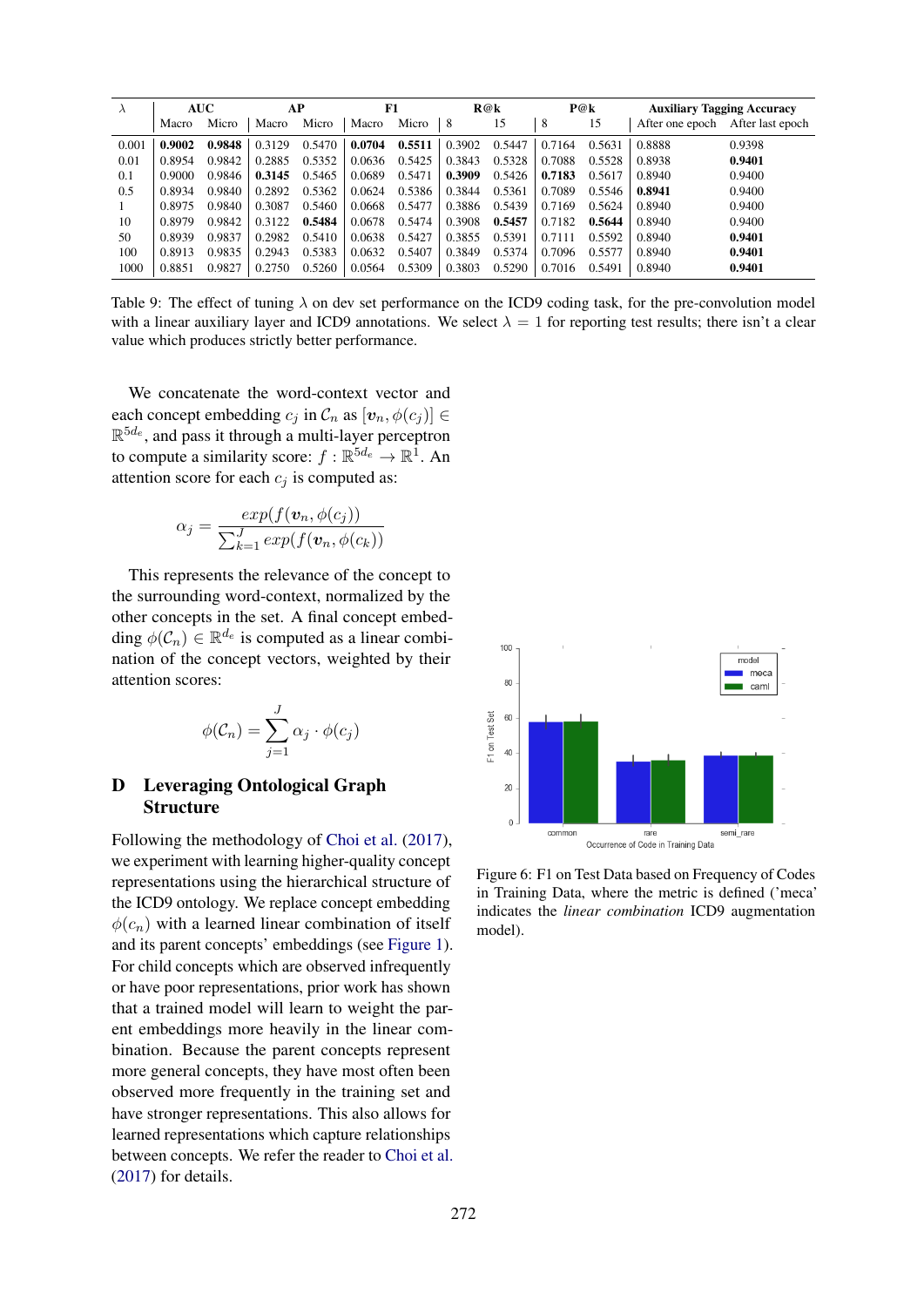| λ | AUC | | AP | | F1 | | R@k | | P@k | | Auxiliary Tagging Accuracy | |
|---|---|---|---|---|---|---|---|---|---|---|---|---|
| | Macro | Micro | Macro | Micro | Macro | Micro | 8 | 15 | 8 | 15 | After one epoch | After last epoch |
| 0.001 | **0.9002** | **0.9848** | 0.3129 | 0.5470 | **0.0704** | **0.5511** | 0.3902 | 0.5447 | 0.7164 | 0.5631 | 0.8888 | 0.9398 |
| 0.01 | 0.8954 | 0.9842 | 0.2885 | 0.5352 | 0.0636 | 0.5425 | 0.3843 | 0.5328 | 0.7088 | 0.5528 | 0.8938 | **0.9401** |
| 0.1 | 0.9000 | 0.9846 | **0.3145** | 0.5465 | 0.0689 | 0.5471 | **0.3909** | 0.5426 | **0.7183** | 0.5617 | 0.8940 | 0.9400 |
| 0.5 | 0.8934 | 0.9840 | 0.2892 | 0.5362 | 0.0624 | 0.5386 | 0.3844 | 0.5361 | 0.7089 | 0.5546 | **0.8941** | 0.9400 |
| 1 | 0.8975 | 0.9840 | 0.3087 | 0.5460 | 0.0668 | 0.5477 | 0.3886 | 0.5439 | 0.7169 | 0.5624 | 0.8940 | 0.9400 |
| 10 | 0.8979 | 0.9842 | 0.3122 | **0.5484** | 0.0678 | 0.5474 | 0.3908 | **0.5457** | 0.7182 | **0.5644** | 0.8940 | 0.9400 |
| 50 | 0.8939 | 0.9837 | 0.2982 | 0.5410 | 0.0638 | 0.5427 | 0.3855 | 0.5391 | 0.7111 | 0.5592 | 0.8940 | **0.9401** |
| 100 | 0.8913 | 0.9835 | 0.2943 | 0.5383 | 0.0632 | 0.5407 | 0.3849 | 0.5374 | 0.7096 | 0.5577 | 0.8940 | **0.9401** |
| 1000 | 0.8851 | 0.9827 | 0.2750 | 0.5260 | 0.0564 | 0.5309 | 0.3803 | 0.5290 | 0.7016 | 0.5491 | 0.8940 | **0.9401** |

Table 9: The effect of tuning $\lambda$ on dev set performance on the ICD9 coding task, for the pre-convolution model with a linear auxiliary layer and ICD9 annotations. We select $\lambda = 1$ for reporting test results; there isn't a clear value which produces strictly better performance.

We concatenate the word-context vector and each concept embedding $c_j$ in $\mathcal{C}_n$ as $[\boldsymbol{v}_n, \phi(c_j)] \in \mathbb{R}^{5d_e}$, and pass it through a multi-layer perceptron to compute a similarity score: $f : \mathbb{R}^{5d_e} \rightarrow \mathbb{R}^1$. An attention score for each $c_j$ is computed as:

$$\alpha_j = \frac{exp(f(\boldsymbol{v}_n, \phi(c_j))}{\sum_{k=1}^{J} exp(f(\boldsymbol{v}_n, \phi(c_k))}$$

This represents the relevance of the concept to the surrounding word-context, normalized by the other concepts in the set. A final concept embedding $\phi(\mathcal{C}_n) \in \mathbb{R}^{d_e}$ is computed as a linear combination of the concept vectors, weighted by their attention scores:

$$\phi(\mathcal{C}_n) = \sum_{j=1}^{J} \alpha_j \cdot \phi(c_j)$$

## D Leveraging Ontological Graph Structure

Following the methodology of Choi et al. (2017), we experiment with learning higher-quality concept representations using the hierarchical structure of the ICD9 ontology. We replace concept embedding $\phi(c_n)$ with a learned linear combination of itself and its parent concepts' embeddings (see Figure 1). For child concepts which are observed infrequently or have poor representations, prior work has shown that a trained model will learn to weight the parent embeddings more heavily in the linear combination. Because the parent concepts represent more general concepts, they have most often been observed more frequently in the training set and have stronger representations. This also allows for learned representations which capture relationships between concepts. We refer the reader to Choi et al. (2017) for details.

100
80
60
40
20
0
F1 on Test Set
model
meca
caml
common
rare
semi_rare
Occurrence of Code in Training Data

Figure 6: F1 on Test Data based on Frequency of Codes in Training Data, where the metric is defined ('meca' indicates the *linear combination* ICD9 augmentation model).